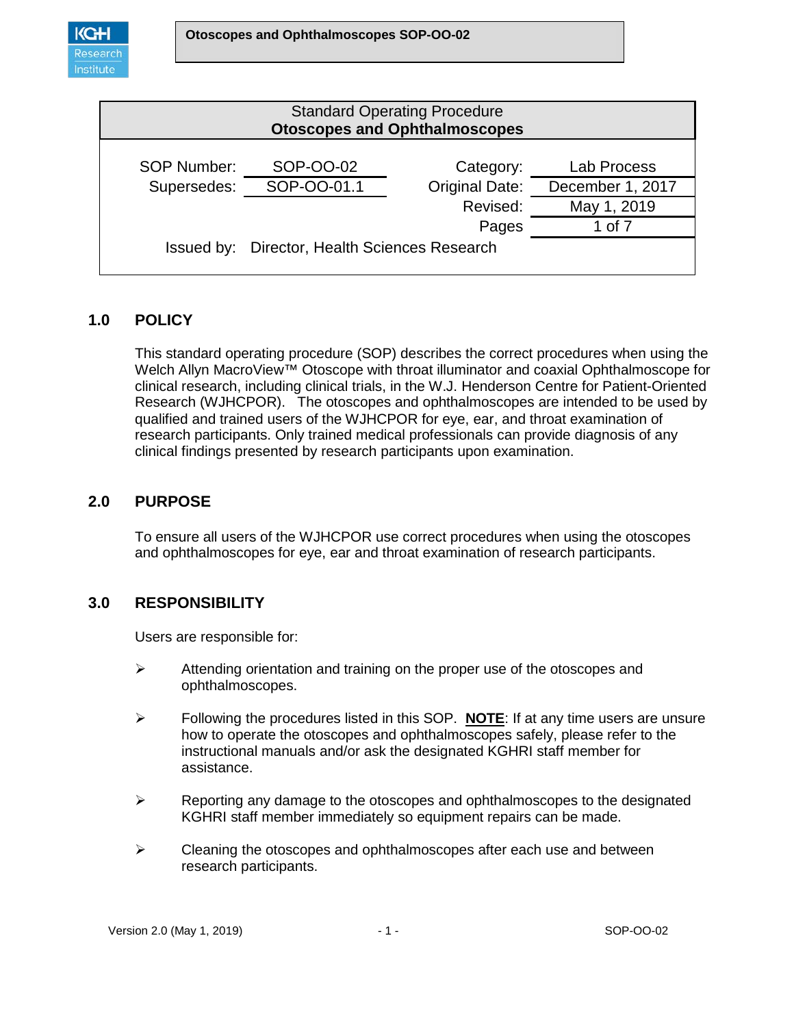Standard Operating Procedure
**Otoscopes and Ophthalmoscopes**

| SOP Number: | SOP-OO-02 | Category: | Lab Process |
|---|---|---|---|
| Supersedes: | SOP-OO-01.1 | Original Date: | December 1, 2017 |
| | | Revised: | May 1, 2019 |
| | | Pages | 1 of 7 |

Issued by: Director, Health Sciences Research

## 1.0 POLICY

This standard operating procedure (SOP) describes the correct procedures when using the Welch Allyn MacroView™ Otoscope with throat illuminator and coaxial Ophthalmoscope for clinical research, including clinical trials, in the W.J. Henderson Centre for Patient-Oriented Research (WJHCPOR). The otoscopes and ophthalmoscopes are intended to be used by qualified and trained users of the WJHCPOR for eye, ear, and throat examination of research participants. Only trained medical professionals can provide diagnosis of any clinical findings presented by research participants upon examination.

## 2.0 PURPOSE

To ensure all users of the WJHCPOR use correct procedures when using the otoscopes and ophthalmoscopes for eye, ear and throat examination of research participants.

## 3.0 RESPONSIBILITY

Users are responsible for:

- Attending orientation and training on the proper use of the otoscopes and ophthalmoscopes.
- Following the procedures listed in this SOP. **NOTE**: If at any time users are unsure how to operate the otoscopes and ophthalmoscopes safely, please refer to the instructional manuals and/or ask the designated KGHRI staff member for assistance.
- Reporting any damage to the otoscopes and ophthalmoscopes to the designated KGHRI staff member immediately so equipment repairs can be made.
- Cleaning the otoscopes and ophthalmoscopes after each use and between research participants.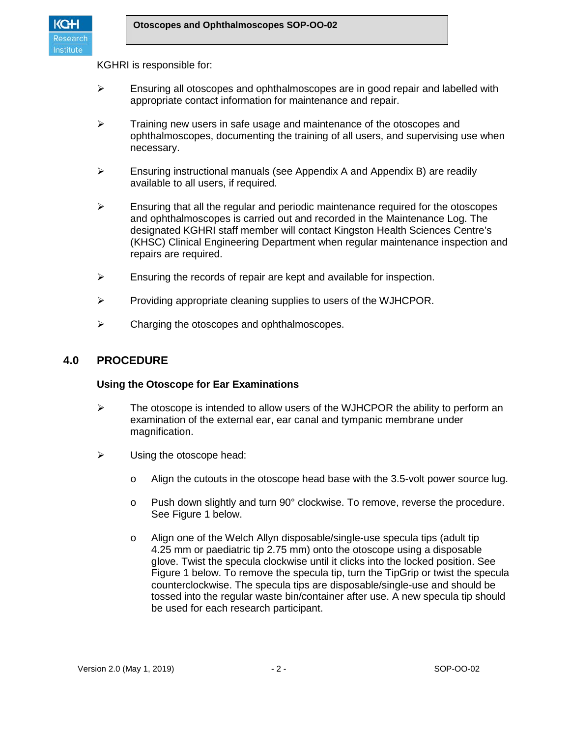KGHRI is responsible for:

- Ensuring all otoscopes and ophthalmoscopes are in good repair and labelled with appropriate contact information for maintenance and repair.

- Training new users in safe usage and maintenance of the otoscopes and ophthalmoscopes, documenting the training of all users, and supervising use when necessary.

- Ensuring instructional manuals (see Appendix A and Appendix B) are readily available to all users, if required.

- Ensuring that all the regular and periodic maintenance required for the otoscopes and ophthalmoscopes is carried out and recorded in the Maintenance Log. The designated KGHRI staff member will contact Kingston Health Sciences Centre's (KHSC) Clinical Engineering Department when regular maintenance inspection and repairs are required.

- Ensuring the records of repair are kept and available for inspection.

- Providing appropriate cleaning supplies to users of the WJHCPOR.

- Charging the otoscopes and ophthalmoscopes.

## 4.0 PROCEDURE

### Using the Otoscope for Ear Examinations

- The otoscope is intended to allow users of the WJHCPOR the ability to perform an examination of the external ear, ear canal and tympanic membrane under magnification.

- Using the otoscope head:

  - Align the cutouts in the otoscope head base with the 3.5-volt power source lug.

  - Push down slightly and turn 90° clockwise. To remove, reverse the procedure. See Figure 1 below.

  - Align one of the Welch Allyn disposable/single-use specula tips (adult tip 4.25 mm or paediatric tip 2.75 mm) onto the otoscope using a disposable glove. Twist the specula clockwise until it clicks into the locked position. See Figure 1 below. To remove the specula tip, turn the TipGrip or twist the specula counterclockwise. The specula tips are disposable/single-use and should be tossed into the regular waste bin/container after use. A new specula tip should be used for each research participant.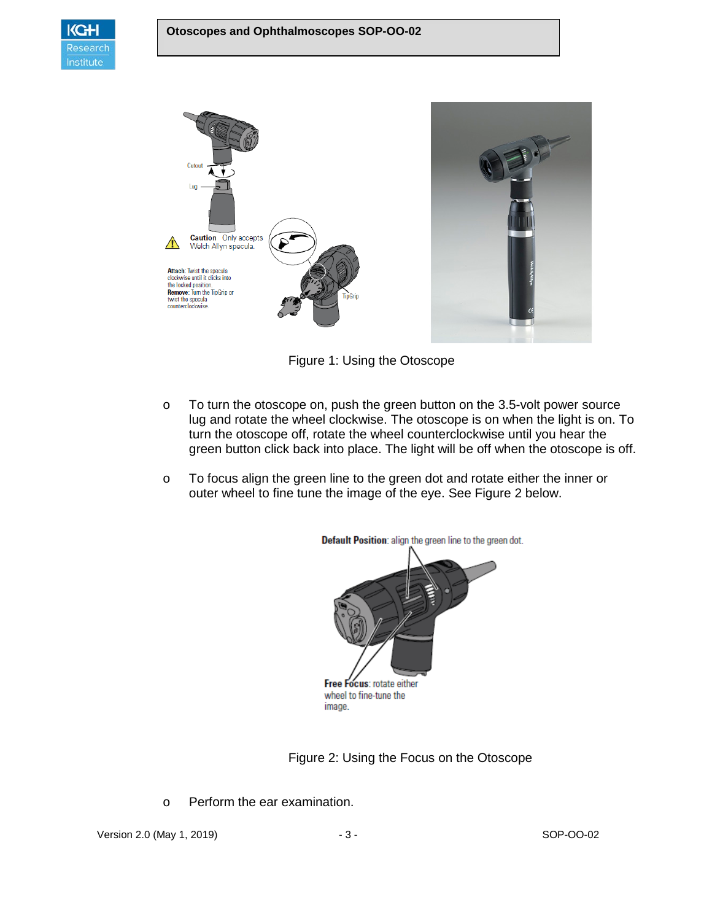Figure 1: Using the Otoscope

- To turn the otoscope on, push the green button on the 3.5-volt power source lug and rotate the wheel clockwise. The otoscope is on when the light is on. To turn the otoscope off, rotate the wheel counterclockwise until you hear the green button click back into place. The light will be off when the otoscope is off.

- To focus align the green line to the green dot and rotate either the inner or outer wheel to fine tune the image of the eye. See Figure 2 below.

Figure 2: Using the Focus on the Otoscope

- Perform the ear examination.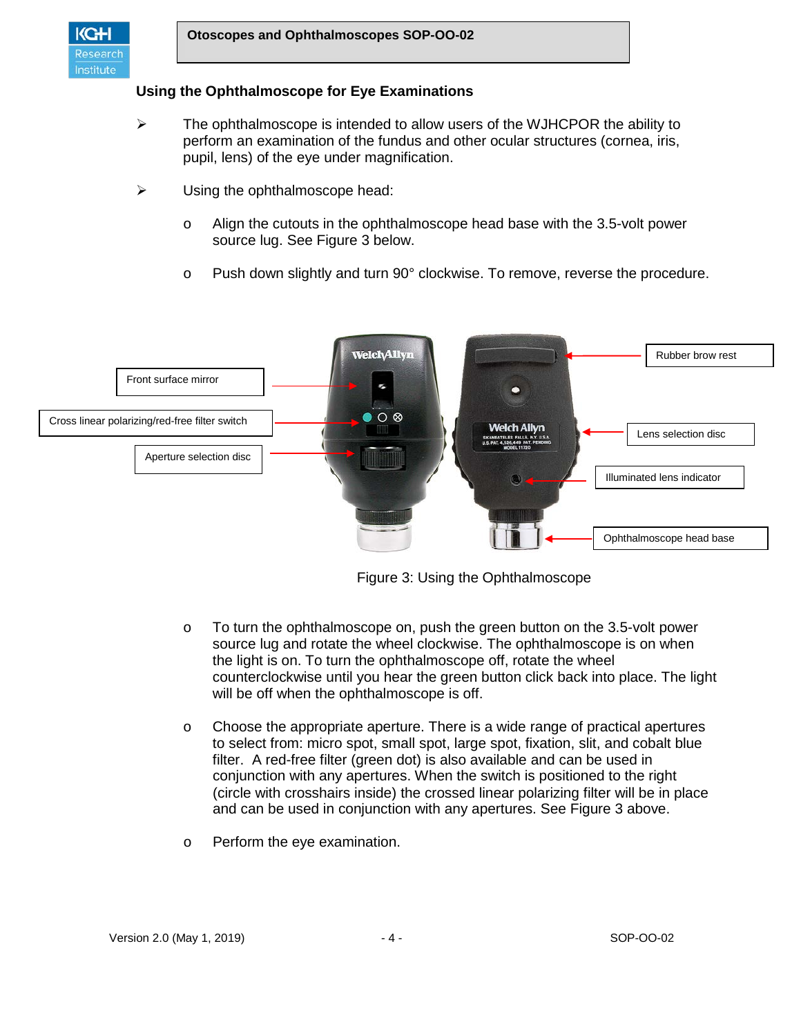### Using the Ophthalmoscope for Eye Examinations

- The ophthalmoscope is intended to allow users of the WJHCPOR the ability to perform an examination of the fundus and other ocular structures (cornea, iris, pupil, lens) of the eye under magnification.
- Using the ophthalmoscope head:
  - Align the cutouts in the ophthalmoscope head base with the 3.5-volt power source lug. See Figure 3 below.
  - Push down slightly and turn 90° clockwise. To remove, reverse the procedure.

Figure 3: Using the Ophthalmoscope

  - To turn the ophthalmoscope on, push the green button on the 3.5-volt power source lug and rotate the wheel clockwise. The ophthalmoscope is on when the light is on. To turn the ophthalmoscope off, rotate the wheel counterclockwise until you hear the green button click back into place. The light will be off when the ophthalmoscope is off.
  - Choose the appropriate aperture. There is a wide range of practical apertures to select from: micro spot, small spot, large spot, fixation, slit, and cobalt blue filter. A red-free filter (green dot) is also available and can be used in conjunction with any apertures. When the switch is positioned to the right (circle with crosshairs inside) the crossed linear polarizing filter will be in place and can be used in conjunction with any apertures. See Figure 3 above.
  - Perform the eye examination.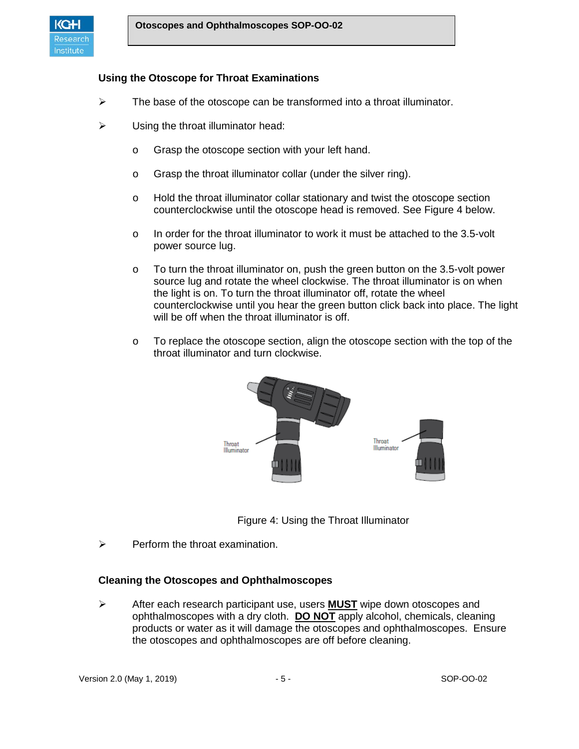### Using the Otoscope for Throat Examinations

- The base of the otoscope can be transformed into a throat illuminator.
- Using the throat illuminator head:
  - Grasp the otoscope section with your left hand.
  - Grasp the throat illuminator collar (under the silver ring).
  - Hold the throat illuminator collar stationary and twist the otoscope section counterclockwise until the otoscope head is removed. See Figure 4 below.
  - In order for the throat illuminator to work it must be attached to the 3.5-volt power source lug.
  - To turn the throat illuminator on, push the green button on the 3.5-volt power source lug and rotate the wheel clockwise. The throat illuminator is on when the light is on. To turn the throat illuminator off, rotate the wheel counterclockwise until you hear the green button click back into place. The light will be off when the throat illuminator is off.
  - To replace the otoscope section, align the otoscope section with the top of the throat illuminator and turn clockwise.

Figure 4: Using the Throat Illuminator

- Perform the throat examination.

### Cleaning the Otoscopes and Ophthalmoscopes

- After each research participant use, users **<u>MUST</u>** wipe down otoscopes and ophthalmoscopes with a dry cloth. **<u>DO NOT</u>** apply alcohol, chemicals, cleaning products or water as it will damage the otoscopes and ophthalmoscopes. Ensure the otoscopes and ophthalmoscopes are off before cleaning.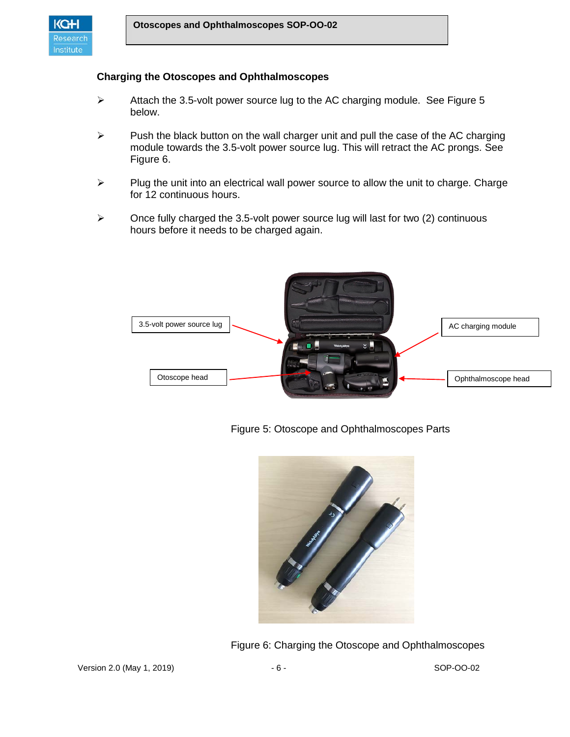## Charging the Otoscopes and Ophthalmoscopes

- Attach the 3.5-volt power source lug to the AC charging module. See Figure 5 below.
- Push the black button on the wall charger unit and pull the case of the AC charging module towards the 3.5-volt power source lug. This will retract the AC prongs. See Figure 6.
- Plug the unit into an electrical wall power source to allow the unit to charge. Charge for 12 continuous hours.
- Once fully charged the 3.5-volt power source lug will last for two (2) continuous hours before it needs to be charged again.

3.5-volt power source lug

AC charging module

Otoscope head

Ophthalmoscope head

Figure 5: Otoscope and Ophthalmoscopes Parts

Figure 6: Charging the Otoscope and Ophthalmoscopes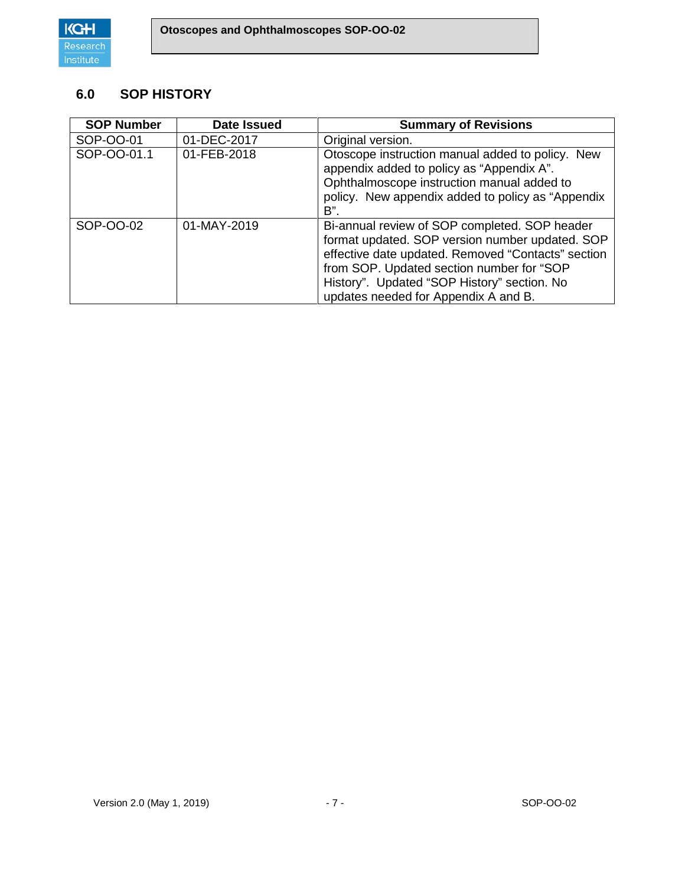## 6.0 SOP HISTORY

| SOP Number | Date Issued | Summary of Revisions |
|---|---|---|
| SOP-OO-01 | 01-DEC-2017 | Original version. |
| SOP-OO-01.1 | 01-FEB-2018 | Otoscope instruction manual added to policy. New appendix added to policy as “Appendix A”. Ophthalmoscope instruction manual added to policy. New appendix added to policy as “Appendix B”. |
| SOP-OO-02 | 01-MAY-2019 | Bi-annual review of SOP completed. SOP header format updated. SOP version number updated. SOP effective date updated. Removed “Contacts” section from SOP. Updated section number for “SOP History”. Updated “SOP History” section. No updates needed for Appendix A and B. |